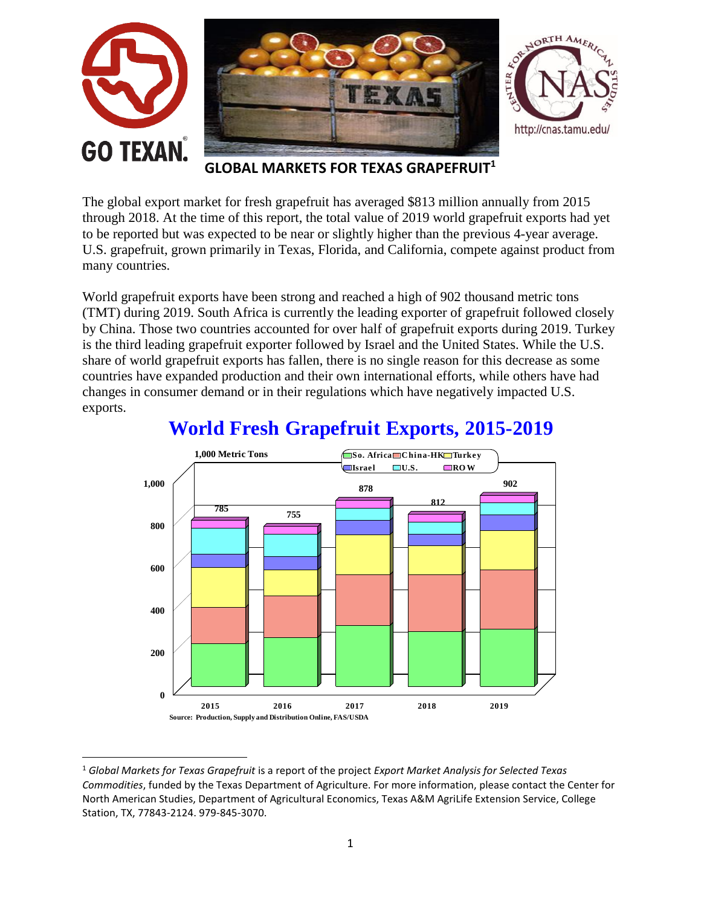# GLOBAL MARKETS FOR TEXAS GRAPEFRUIT[1]

The global export market for fresh grapefruit has averaged $813 million annually from 2015 through 2018. At the time of this report, the total value of 2019 world grapefruit exports had yet to be reported but was expected to be near or slightly higher than the previous 4-year average. U.S. grapefruit, grown primarily in Texas, Florida, and California, compete against product from many countries.

World grapefruit exports have been strong and reached a high of 902 thousand metric tons (TMT) during 2019. South Africa is currently the leading exporter of grapefruit followed closely by China. Those two countries accounted for over half of grapefruit exports during 2019. Turkey is the third leading grapefruit exporter followed by Israel and the United States. While the U.S. share of world grapefruit exports has fallen, there is no single reason for this decrease as some countries have expanded production and their own international efforts, while others have had changes in consumer demand or in their regulations which have negatively impacted U.S. exports.

## World Fresh Grapefruit Exports, 2015-2019

1,000 Metric Tons

| Year | Total |
|---|---|
| 2015 | 785 |
| 2016 | 755 |
| 2017 | 878 |
| 2018 | 812 |
| 2019 | 902 |

Legend: So. Africa, China-HK, Turkey, Israel, U.S., ROW

Source: Production, Supply and Distribution Online, FAS/USDA

---

[1] *Global Markets for Texas Grapefruit* is a report of the project *Export Market Analysis for Selected Texas Commodities*, funded by the Texas Department of Agriculture. For more information, please contact the Center for North American Studies, Department of Agricultural Economics, Texas A&M AgriLife Extension Service, College Station, TX, 77843-2124. 979-845-3070.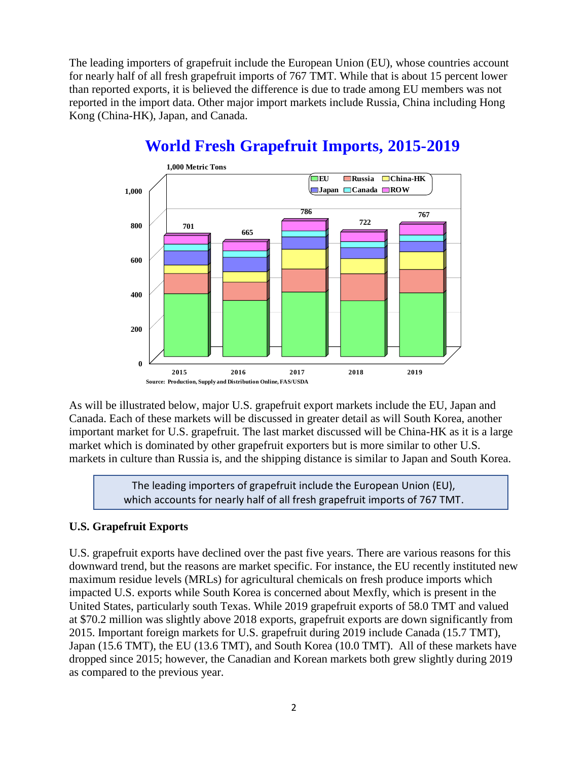The leading importers of grapefruit include the European Union (EU), whose countries account for nearly half of all fresh grapefruit imports of 767 TMT. While that is about 15 percent lower than reported exports, it is believed the difference is due to trade among EU members was not reported in the import data. Other major import markets include Russia, China including Hong Kong (China-HK), Japan, and Canada.

## World Fresh Grapefruit Imports, 2015-2019

1,000 Metric Tons

EU, Russia, China-HK, Japan, Canada, ROW

| Year | 2015 | 2016 | 2017 | 2018 | 2019 |
|---|---|---|---|---|---|
| Total | 701 | 665 | 786 | 722 | 767 |

Source: Production, Supply and Distribution Online, FAS/USDA

As will be illustrated below, major U.S. grapefruit export markets include the EU, Japan and Canada. Each of these markets will be discussed in greater detail as will South Korea, another important market for U.S. grapefruit. The last market discussed will be China-HK as it is a large market which is dominated by other grapefruit exporters but is more similar to other U.S. markets in culture than Russia is, and the shipping distance is similar to Japan and South Korea.

> The leading importers of grapefruit include the European Union (EU), which accounts for nearly half of all fresh grapefruit imports of 767 TMT.

**U.S. Grapefruit Exports**

U.S. grapefruit exports have declined over the past five years. There are various reasons for this downward trend, but the reasons are market specific. For instance, the EU recently instituted new maximum residue levels (MRLs) for agricultural chemicals on fresh produce imports which impacted U.S. exports while South Korea is concerned about Mexfly, which is present in the United States, particularly south Texas. While 2019 grapefruit exports of 58.0 TMT and valued at $70.2 million was slightly above 2018 exports, grapefruit exports are down significantly from 2015. Important foreign markets for U.S. grapefruit during 2019 include Canada (15.7 TMT), Japan (15.6 TMT), the EU (13.6 TMT), and South Korea (10.0 TMT). All of these markets have dropped since 2015; however, the Canadian and Korean markets both grew slightly during 2019 as compared to the previous year.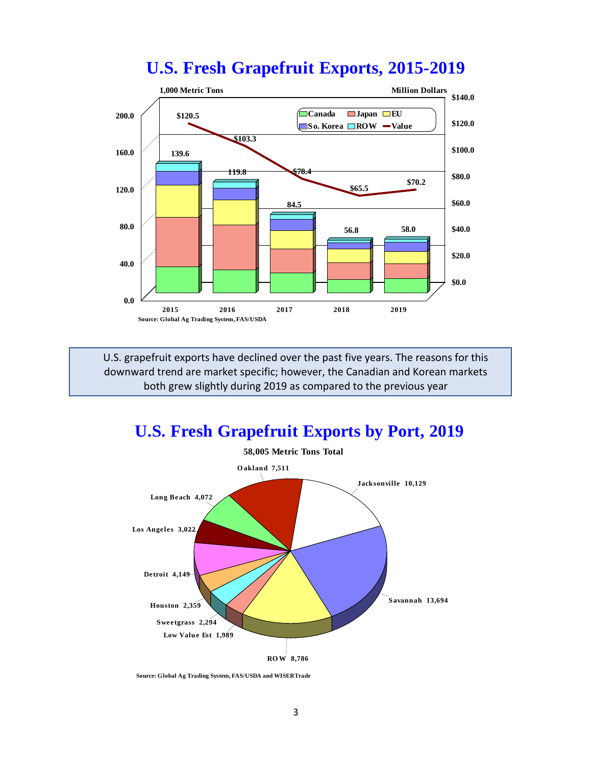# U.S. Fresh Grapefruit Exports, 2015-2019

1,000 Metric Tons | Million Dollars

| Year | Volume (1,000 MT) | Value (Million $) |
|---|---|---|
| 2015 | 139.6 | $120.5 |
| 2016 | 119.8 | $103.3 |
| 2017 | 84.5 | $78.4 |
| 2018 | 56.8 | $65.5 |
| 2019 | 58.0 | $70.2 |

Legend: Canada, Japan, EU, So. Korea, ROW, Value

Source: Global Ag Trading System, FAS/USDA

U.S. grapefruit exports have declined over the past five years. The reasons for this downward trend are market specific; however, the Canadian and Korean markets both grew slightly during 2019 as compared to the previous year

# U.S. Fresh Grapefruit Exports by Port, 2019

58,005 Metric Tons Total

| Port | Metric Tons |
|---|---|
| Oakland | 7,511 |
| Jacksonville | 10,129 |
| Savannah | 13,694 |
| ROW | 8,786 |
| Low Value Est | 1,989 |
| Sweetgrass | 2,294 |
| Houston | 2,359 |
| Detroit | 4,149 |
| Los Angeles | 3,022 |
| Long Beach | 4,072 |

Source: Global Ag Trading System, FAS/USDA and WISERTrade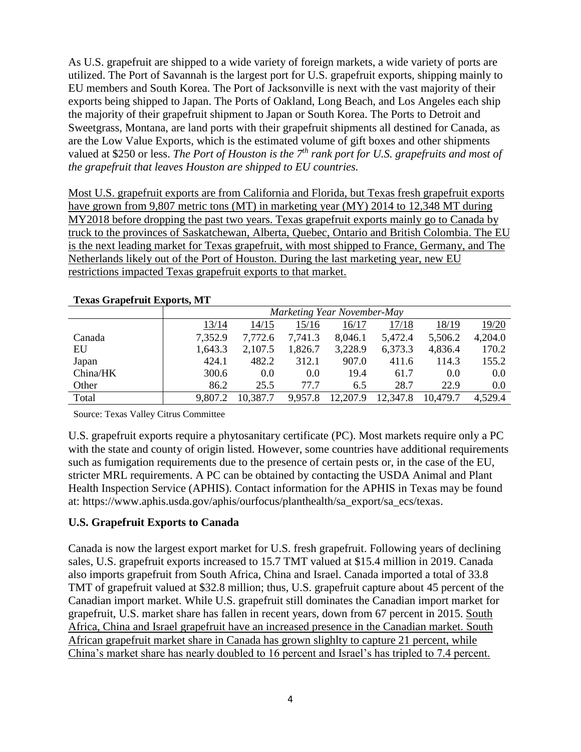As U.S. grapefruit are shipped to a wide variety of foreign markets, a wide variety of ports are utilized. The Port of Savannah is the largest port for U.S. grapefruit exports, shipping mainly to EU members and South Korea. The Port of Jacksonville is next with the vast majority of their exports being shipped to Japan. The Ports of Oakland, Long Beach, and Los Angeles each ship the majority of their grapefruit shipment to Japan or South Korea. The Ports to Detroit and Sweetgrass, Montana, are land ports with their grapefruit shipments all destined for Canada, as are the Low Value Exports, which is the estimated volume of gift boxes and other shipments valued at $250 or less. *The Port of Houston is the 7th rank port for U.S. grapefruits and most of the grapefruit that leaves Houston are shipped to EU countries.*

<u>Most U.S. grapefruit exports are from California and Florida, but Texas fresh grapefruit exports have grown from 9,807 metric tons (MT) in marketing year (MY) 2014 to 12,348 MT during MY2018 before dropping the past two years. Texas grapefruit exports mainly go to Canada by truck to the provinces of Saskatchewan, Alberta, Quebec, Ontario and British Colombia. The EU is the next leading market for Texas grapefruit, with most shipped to France, Germany, and The Netherlands likely out of the Port of Houston. During the last marketing year, new EU restrictions impacted Texas grapefruit exports to that market.</u>

**Texas Grapefruit Exports, MT**

| | *Marketing Year November-May* | | | | | | |
|---|---|---|---|---|---|---|---|
| | 13/14 | 14/15 | 15/16 | 16/17 | 17/18 | 18/19 | 19/20 |
| Canada | 7,352.9 | 7,772.6 | 7,741.3 | 8,046.1 | 5,472.4 | 5,506.2 | 4,204.0 |
| EU | 1,643.3 | 2,107.5 | 1,826.7 | 3,228.9 | 6,373.3 | 4,836.4 | 170.2 |
| Japan | 424.1 | 482.2 | 312.1 | 907.0 | 411.6 | 114.3 | 155.2 |
| China/HK | 300.6 | 0.0 | 0.0 | 19.4 | 61.7 | 0.0 | 0.0 |
| Other | 86.2 | 25.5 | 77.7 | 6.5 | 28.7 | 22.9 | 0.0 |
| Total | 9,807.2 | 10,387.7 | 9,957.8 | 12,207.9 | 12,347.8 | 10,479.7 | 4,529.4 |

Source: Texas Valley Citrus Committee

U.S. grapefruit exports require a phytosanitary certificate (PC). Most markets require only a PC with the state and county of origin listed. However, some countries have additional requirements such as fumigation requirements due to the presence of certain pests or, in the case of the EU, stricter MRL requirements. A PC can be obtained by contacting the USDA Animal and Plant Health Inspection Service (APHIS). Contact information for the APHIS in Texas may be found at: https://www.aphis.usda.gov/aphis/ourfocus/planthealth/sa_export/sa_ecs/texas.

## U.S. Grapefruit Exports to Canada

Canada is now the largest export market for U.S. fresh grapefruit. Following years of declining sales, U.S. grapefruit exports increased to 15.7 TMT valued at $15.4 million in 2019. Canada also imports grapefruit from South Africa, China and Israel. Canada imported a total of 33.8 TMT of grapefruit valued at $32.8 million; thus, U.S. grapefruit capture about 45 percent of the Canadian import market. While U.S. grapefruit still dominates the Canadian import market for grapefruit, U.S. market share has fallen in recent years, down from 67 percent in 2015. <u>South Africa, China and Israel grapefruit have an increased presence in the Canadian market. South African grapefruit market share in Canada has grown slighlty to capture 21 percent, while China's market share has nearly doubled to 16 percent and Israel's has tripled to 7.4 percent.</u>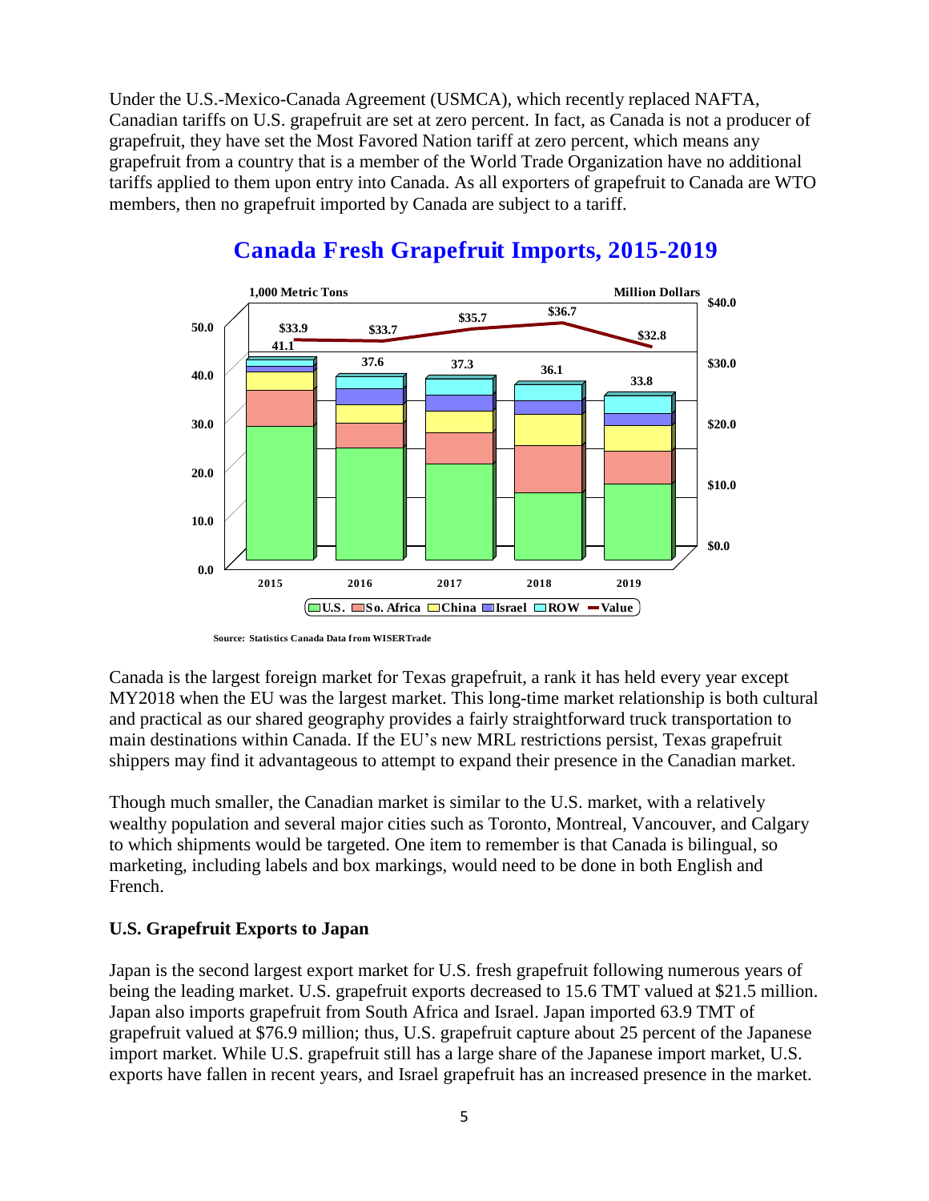Under the U.S.-Mexico-Canada Agreement (USMCA), which recently replaced NAFTA, Canadian tariffs on U.S. grapefruit are set at zero percent. In fact, as Canada is not a producer of grapefruit, they have set the Most Favored Nation tariff at zero percent, which means any grapefruit from a country that is a member of the World Trade Organization have no additional tariffs applied to them upon entry into Canada. As all exporters of grapefruit to Canada are WTO members, then no grapefruit imported by Canada are subject to a tariff.

## Canada Fresh Grapefruit Imports, 2015-2019

| Year | Volume (1,000 Metric Tons) | Value (Million Dollars) |
|---|---|---|
| 2015 | 41.1 | $33.9 |
| 2016 | 37.6 | $33.7 |
| 2017 | 37.3 | $35.7 |
| 2018 | 36.1 | $36.7 |
| 2019 | 33.8 | $32.8 |

U.S. So. Africa China Israel ROW Value

Source: Statistics Canada Data from WISERTrade

Canada is the largest foreign market for Texas grapefruit, a rank it has held every year except MY2018 when the EU was the largest market. This long-time market relationship is both cultural and practical as our shared geography provides a fairly straightforward truck transportation to main destinations within Canada. If the EU's new MRL restrictions persist, Texas grapefruit shippers may find it advantageous to attempt to expand their presence in the Canadian market.

Though much smaller, the Canadian market is similar to the U.S. market, with a relatively wealthy population and several major cities such as Toronto, Montreal, Vancouver, and Calgary to which shipments would be targeted. One item to remember is that Canada is bilingual, so marketing, including labels and box markings, would need to be done in both English and French.

### U.S. Grapefruit Exports to Japan

Japan is the second largest export market for U.S. fresh grapefruit following numerous years of being the leading market. U.S. grapefruit exports decreased to 15.6 TMT valued at $21.5 million. Japan also imports grapefruit from South Africa and Israel. Japan imported 63.9 TMT of grapefruit valued at $76.9 million; thus, U.S. grapefruit capture about 25 percent of the Japanese import market. While U.S. grapefruit still has a large share of the Japanese import market, U.S. exports have fallen in recent years, and Israel grapefruit has an increased presence in the market.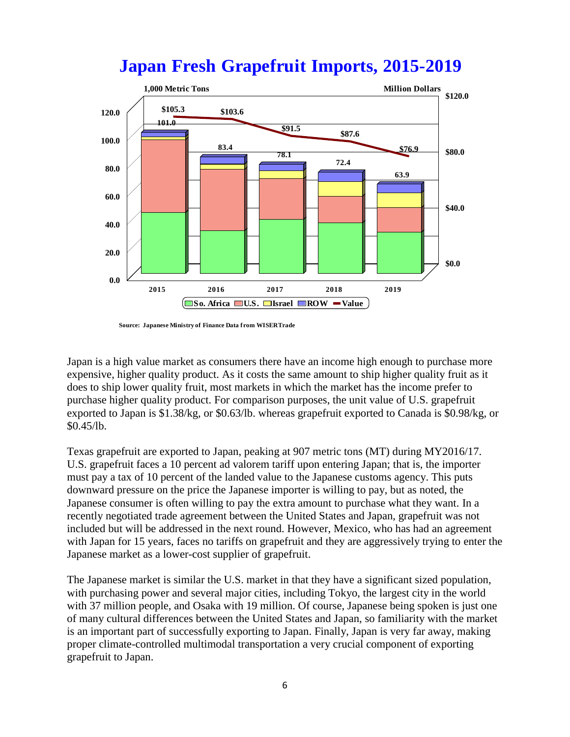## Japan Fresh Grapefruit Imports, 2015-2019

| Year | Volume (1,000 Metric Tons) | Value (Million Dollars) |
|---|---|---|
| 2015 | 101.0 | $105.3 |
| 2016 | 83.4 | $103.6 |
| 2017 | 78.1 | $91.5 |
| 2018 | 72.4 | $87.6 |
| 2019 | 63.9 | $76.9 |

So. Africa | U.S. | Israel | ROW | Value

Source: Japanese Ministry of Finance Data from WISERTrade

Japan is a high value market as consumers there have an income high enough to purchase more expensive, higher quality product. As it costs the same amount to ship higher quality fruit as it does to ship lower quality fruit, most markets in which the market has the income prefer to purchase higher quality product. For comparison purposes, the unit value of U.S. grapefruit exported to Japan is $1.38/kg, or $0.63/lb. whereas grapefruit exported to Canada is $0.98/kg, or $0.45/lb.

Texas grapefruit are exported to Japan, peaking at 907 metric tons (MT) during MY2016/17. U.S. grapefruit faces a 10 percent ad valorem tariff upon entering Japan; that is, the importer must pay a tax of 10 percent of the landed value to the Japanese customs agency. This puts downward pressure on the price the Japanese importer is willing to pay, but as noted, the Japanese consumer is often willing to pay the extra amount to purchase what they want. In a recently negotiated trade agreement between the United States and Japan, grapefruit was not included but will be addressed in the next round. However, Mexico, who has had an agreement with Japan for 15 years, faces no tariffs on grapefruit and they are aggressively trying to enter the Japanese market as a lower-cost supplier of grapefruit.

The Japanese market is similar the U.S. market in that they have a significant sized population, with purchasing power and several major cities, including Tokyo, the largest city in the world with 37 million people, and Osaka with 19 million. Of course, Japanese being spoken is just one of many cultural differences between the United States and Japan, so familiarity with the market is an important part of successfully exporting to Japan. Finally, Japan is very far away, making proper climate-controlled multimodal transportation a very crucial component of exporting grapefruit to Japan.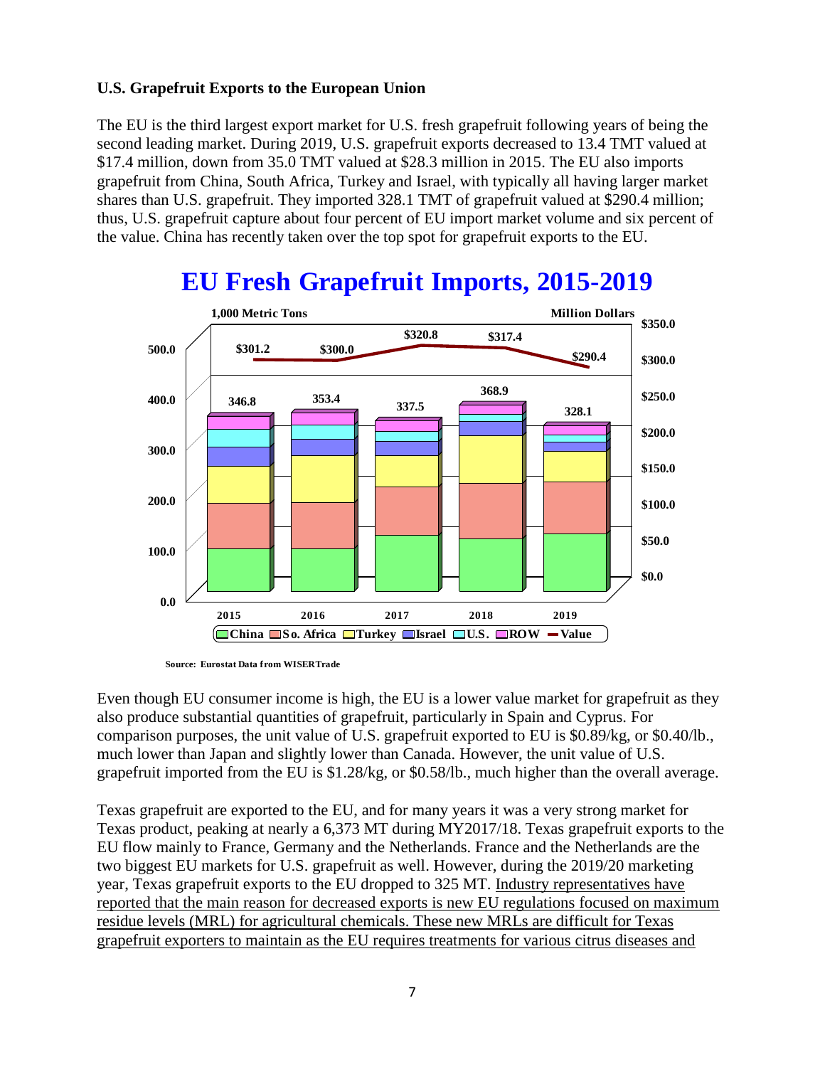**U.S. Grapefruit Exports to the European Union**

The EU is the third largest export market for U.S. fresh grapefruit following years of being the second leading market. During 2019, U.S. grapefruit exports decreased to 13.4 TMT valued at $17.4 million, down from 35.0 TMT valued at $28.3 million in 2015. The EU also imports grapefruit from China, South Africa, Turkey and Israel, with typically all having larger market shares than U.S. grapefruit. They imported 328.1 TMT of grapefruit valued at $290.4 million; thus, U.S. grapefruit capture about four percent of EU import market volume and six percent of the value. China has recently taken over the top spot for grapefruit exports to the EU.

## EU Fresh Grapefruit Imports, 2015-2019

| Year | Total (1,000 Metric Tons) | Value (Million Dollars) |
|---|---|---|
| 2015 | 346.8 | $301.2 |
| 2016 | 353.4 | $300.0 |
| 2017 | 337.5 | $320.8 |
| 2018 | 368.9 | $317.4 |
| 2019 | 328.1 | $290.4 |

China, So. Africa, Turkey, Israel, U.S., ROW, Value

Source: Eurostat Data from WISERTrade

Even though EU consumer income is high, the EU is a lower value market for grapefruit as they also produce substantial quantities of grapefruit, particularly in Spain and Cyprus. For comparison purposes, the unit value of U.S. grapefruit exported to EU is $0.89/kg, or $0.40/lb., much lower than Japan and slightly lower than Canada. However, the unit value of U.S. grapefruit imported from the EU is $1.28/kg, or $0.58/lb., much higher than the overall average.

Texas grapefruit are exported to the EU, and for many years it was a very strong market for Texas product, peaking at nearly a 6,373 MT during MY2017/18. Texas grapefruit exports to the EU flow mainly to France, Germany and the Netherlands. France and the Netherlands are the two biggest EU markets for U.S. grapefruit as well. However, during the 2019/20 marketing year, Texas grapefruit exports to the EU dropped to 325 MT. Industry representatives have reported that the main reason for decreased exports is new EU regulations focused on maximum residue levels (MRL) for agricultural chemicals. These new MRLs are difficult for Texas grapefruit exporters to maintain as the EU requires treatments for various citrus diseases and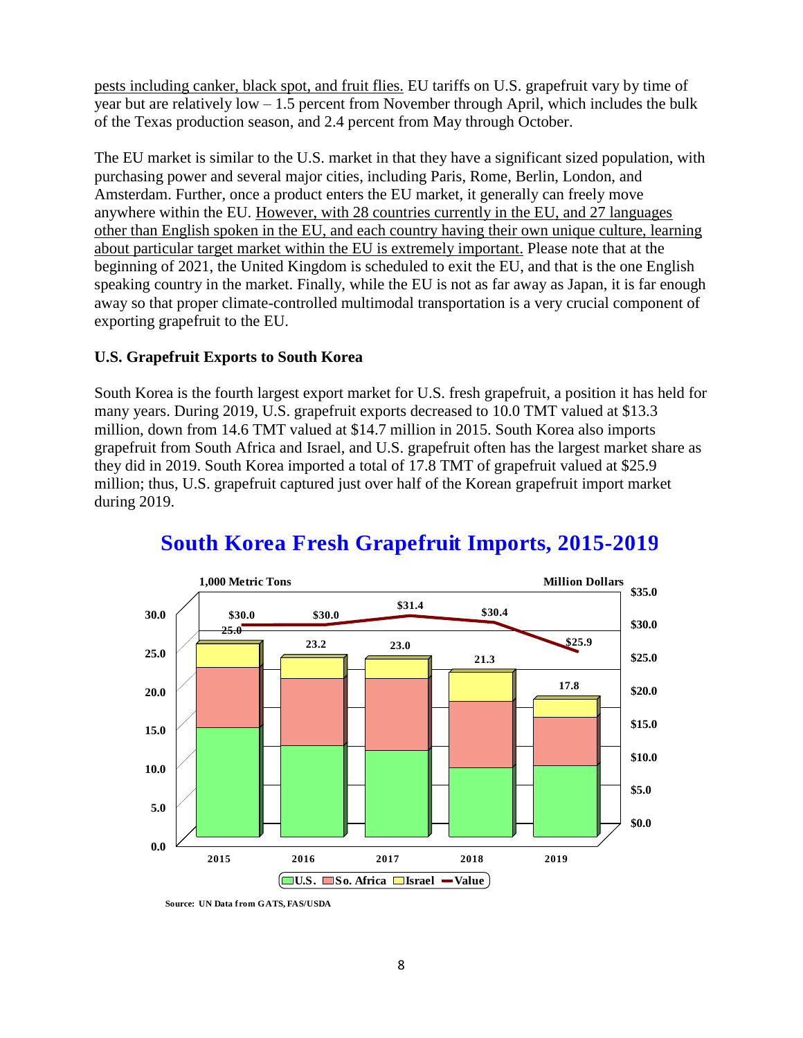pests including canker, black spot, and fruit flies. EU tariffs on U.S. grapefruit vary by time of year but are relatively low – 1.5 percent from November through April, which includes the bulk of the Texas production season, and 2.4 percent from May through October.

The EU market is similar to the U.S. market in that they have a significant sized population, with purchasing power and several major cities, including Paris, Rome, Berlin, London, and Amsterdam. Further, once a product enters the EU market, it generally can freely move anywhere within the EU. However, with 28 countries currently in the EU, and 27 languages other than English spoken in the EU, and each country having their own unique culture, learning about particular target market within the EU is extremely important. Please note that at the beginning of 2021, the United Kingdom is scheduled to exit the EU, and that is the one English speaking country in the market. Finally, while the EU is not as far away as Japan, it is far enough away so that proper climate-controlled multimodal transportation is a very crucial component of exporting grapefruit to the EU.

**U.S. Grapefruit Exports to South Korea**

South Korea is the fourth largest export market for U.S. fresh grapefruit, a position it has held for many years. During 2019, U.S. grapefruit exports decreased to 10.0 TMT valued at $13.3 million, down from 14.6 TMT valued at $14.7 million in 2015. South Korea also imports grapefruit from South Africa and Israel, and U.S. grapefruit often has the largest market share as they did in 2019. South Korea imported a total of 17.8 TMT of grapefruit valued at $25.9 million; thus, U.S. grapefruit captured just over half of the Korean grapefruit import market during 2019.

## South Korea Fresh Grapefruit Imports, 2015-2019

| Year | Total (1,000 Metric Tons) | Value (Million Dollars) |
|---|---|---|
| 2015 | 25.0 | $30.0 |
| 2016 | 23.2 | $30.0 |
| 2017 | 23.0 | $31.4 |
| 2018 | 21.3 | $30.4 |
| 2019 | 17.8 | $25.9 |

U.S. So. Africa Israel Value

Source: UN Data from GATS, FAS/USDA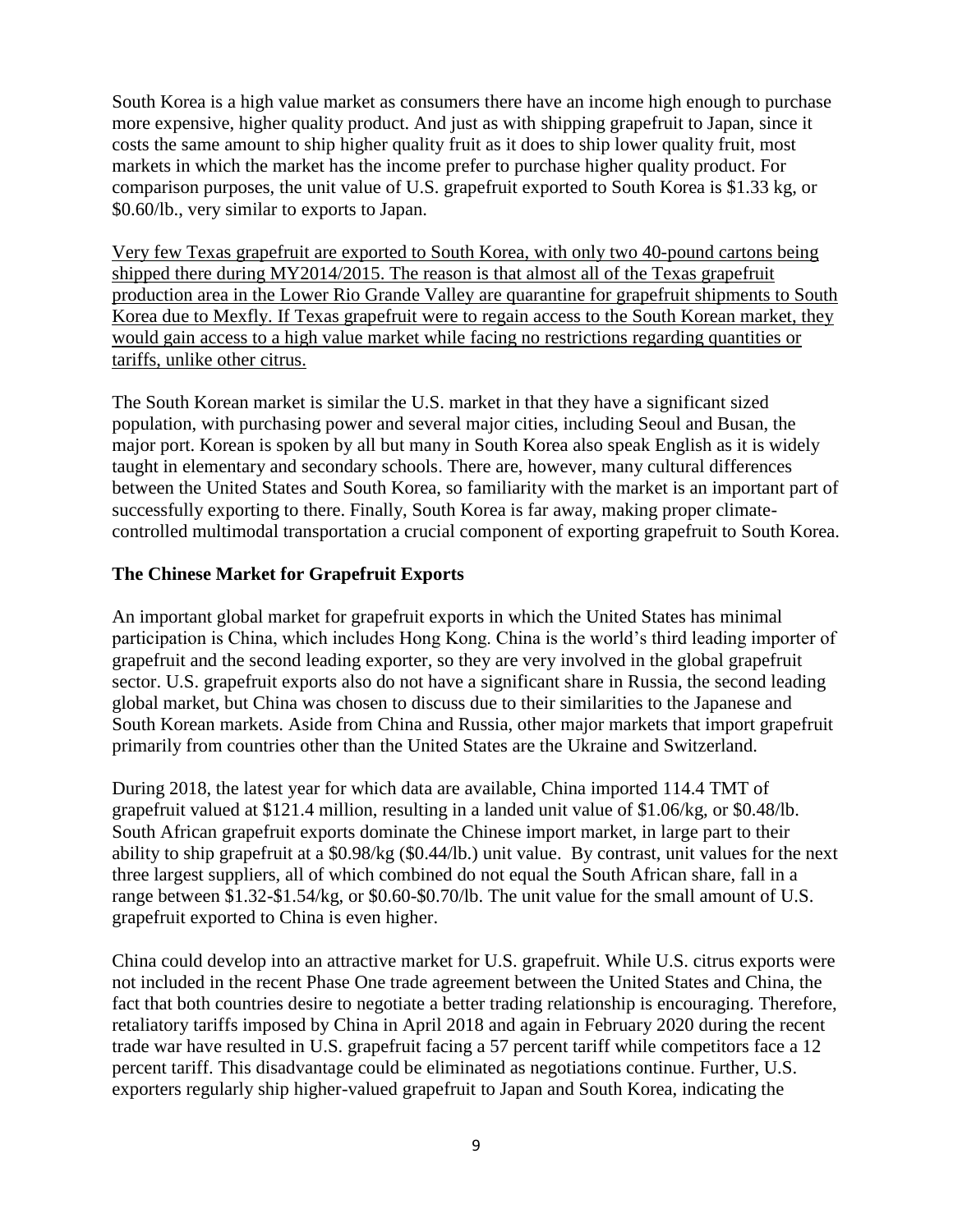South Korea is a high value market as consumers there have an income high enough to purchase more expensive, higher quality product. And just as with shipping grapefruit to Japan, since it costs the same amount to ship higher quality fruit as it does to ship lower quality fruit, most markets in which the market has the income prefer to purchase higher quality product. For comparison purposes, the unit value of U.S. grapefruit exported to South Korea is $1.33 kg, or $0.60/lb., very similar to exports to Japan.

<u>Very few Texas grapefruit are exported to South Korea, with only two 40-pound cartons being shipped there during MY2014/2015. The reason is that almost all of the Texas grapefruit production area in the Lower Rio Grande Valley are quarantine for grapefruit shipments to South Korea due to Mexfly. If Texas grapefruit were to regain access to the South Korean market, they would gain access to a high value market while facing no restrictions regarding quantities or tariffs, unlike other citrus.</u>

The South Korean market is similar the U.S. market in that they have a significant sized population, with purchasing power and several major cities, including Seoul and Busan, the major port. Korean is spoken by all but many in South Korea also speak English as it is widely taught in elementary and secondary schools. There are, however, many cultural differences between the United States and South Korea, so familiarity with the market is an important part of successfully exporting to there. Finally, South Korea is far away, making proper climate-controlled multimodal transportation a crucial component of exporting grapefruit to South Korea.

**The Chinese Market for Grapefruit Exports**

An important global market for grapefruit exports in which the United States has minimal participation is China, which includes Hong Kong. China is the world's third leading importer of grapefruit and the second leading exporter, so they are very involved in the global grapefruit sector. U.S. grapefruit exports also do not have a significant share in Russia, the second leading global market, but China was chosen to discuss due to their similarities to the Japanese and South Korean markets. Aside from China and Russia, other major markets that import grapefruit primarily from countries other than the United States are the Ukraine and Switzerland.

During 2018, the latest year for which data are available, China imported 114.4 TMT of grapefruit valued at $121.4 million, resulting in a landed unit value of $1.06/kg, or $0.48/lb. South African grapefruit exports dominate the Chinese import market, in large part to their ability to ship grapefruit at a $0.98/kg ($0.44/lb.) unit value. By contrast, unit values for the next three largest suppliers, all of which combined do not equal the South African share, fall in a range between $1.32-$1.54/kg, or $0.60-$0.70/lb. The unit value for the small amount of U.S. grapefruit exported to China is even higher.

China could develop into an attractive market for U.S. grapefruit. While U.S. citrus exports were not included in the recent Phase One trade agreement between the United States and China, the fact that both countries desire to negotiate a better trading relationship is encouraging. Therefore, retaliatory tariffs imposed by China in April 2018 and again in February 2020 during the recent trade war have resulted in U.S. grapefruit facing a 57 percent tariff while competitors face a 12 percent tariff. This disadvantage could be eliminated as negotiations continue. Further, U.S. exporters regularly ship higher-valued grapefruit to Japan and South Korea, indicating the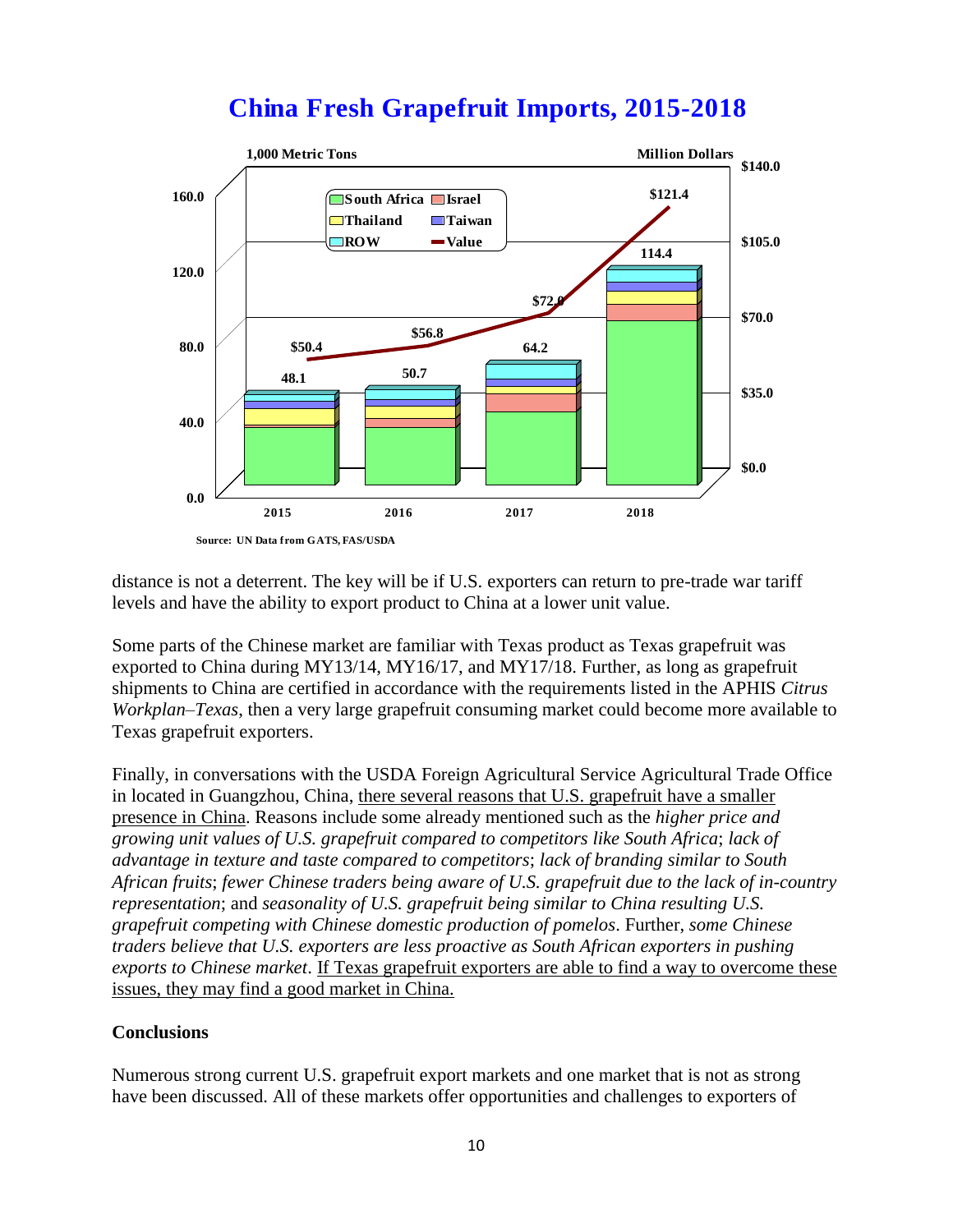## China Fresh Grapefruit Imports, 2015-2018

1,000 Metric Tons | Million Dollars

| Year | Volume (1,000 MT) | Value (Million $) |
|---|---|---|
| 2015 | 48.1 | $50.4 |
| 2016 | 50.7 | $56.8 |
| 2017 | 64.2 | $72.0 |
| 2018 | 114.4 | $121.4 |

Legend: South Africa, Israel, Thailand, Taiwan, ROW, Value

Source: UN Data from GATS, FAS/USDA

distance is not a deterrent. The key will be if U.S. exporters can return to pre-trade war tariff levels and have the ability to export product to China at a lower unit value.

Some parts of the Chinese market are familiar with Texas product as Texas grapefruit was exported to China during MY13/14, MY16/17, and MY17/18. Further, as long as grapefruit shipments to China are certified in accordance with the requirements listed in the APHIS *Citrus Workplan–Texas*, then a very large grapefruit consuming market could become more available to Texas grapefruit exporters.

Finally, in conversations with the USDA Foreign Agricultural Service Agricultural Trade Office in located in Guangzhou, China, there several reasons that U.S. grapefruit have a smaller presence in China. Reasons include some already mentioned such as the *higher price and growing unit values of U.S. grapefruit compared to competitors like South Africa*; *lack of advantage in texture and taste compared to competitors*; *lack of branding similar to South African fruits*; *fewer Chinese traders being aware of U.S. grapefruit due to the lack of in-country representation*; and *seasonality of U.S. grapefruit being similar to China resulting U.S. grapefruit competing with Chinese domestic production of pomelos*. Further, *some Chinese traders believe that U.S. exporters are less proactive as South African exporters in pushing exports to Chinese market*. If Texas grapefruit exporters are able to find a way to overcome these issues, they may find a good market in China.

**Conclusions**

Numerous strong current U.S. grapefruit export markets and one market that is not as strong have been discussed. All of these markets offer opportunities and challenges to exporters of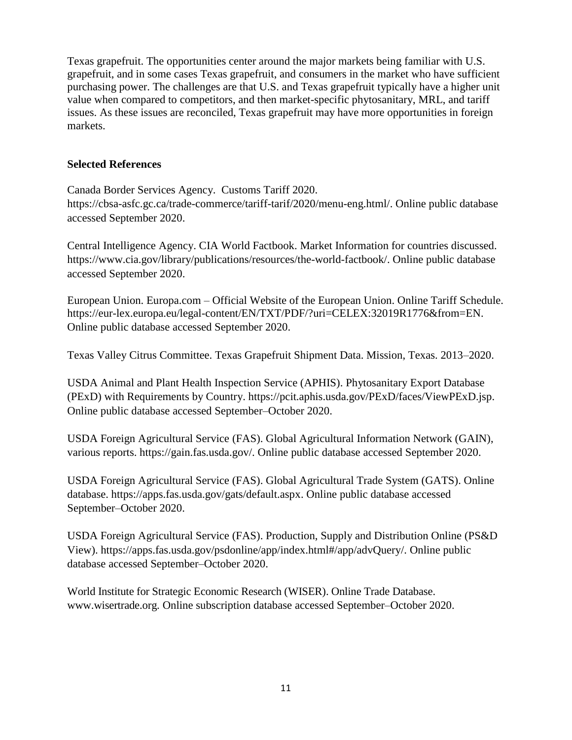Texas grapefruit. The opportunities center around the major markets being familiar with U.S. grapefruit, and in some cases Texas grapefruit, and consumers in the market who have sufficient purchasing power. The challenges are that U.S. and Texas grapefruit typically have a higher unit value when compared to competitors, and then market-specific phytosanitary, MRL, and tariff issues. As these issues are reconciled, Texas grapefruit may have more opportunities in foreign markets.

**Selected References**

Canada Border Services Agency. Customs Tariff 2020. https://cbsa-asfc.gc.ca/trade-commerce/tariff-tarif/2020/menu-eng.html/. Online public database accessed September 2020.

Central Intelligence Agency. CIA World Factbook. Market Information for countries discussed. https://www.cia.gov/library/publications/resources/the-world-factbook/. Online public database accessed September 2020.

European Union. Europa.com – Official Website of the European Union. Online Tariff Schedule. https://eur-lex.europa.eu/legal-content/EN/TXT/PDF/?uri=CELEX:32019R1776&from=EN. Online public database accessed September 2020.

Texas Valley Citrus Committee. Texas Grapefruit Shipment Data. Mission, Texas. 2013–2020.

USDA Animal and Plant Health Inspection Service (APHIS). Phytosanitary Export Database (PExD) with Requirements by Country. https://pcit.aphis.usda.gov/PExD/faces/ViewPExD.jsp. Online public database accessed September–October 2020.

USDA Foreign Agricultural Service (FAS). Global Agricultural Information Network (GAIN), various reports. https://gain.fas.usda.gov/. Online public database accessed September 2020.

USDA Foreign Agricultural Service (FAS). Global Agricultural Trade System (GATS). Online database. https://apps.fas.usda.gov/gats/default.aspx. Online public database accessed September–October 2020.

USDA Foreign Agricultural Service (FAS). Production, Supply and Distribution Online (PS&D View). https://apps.fas.usda.gov/psdonline/app/index.html#/app/advQuery/. Online public database accessed September–October 2020.

World Institute for Strategic Economic Research (WISER). Online Trade Database. www.wisertrade.org. Online subscription database accessed September–October 2020.